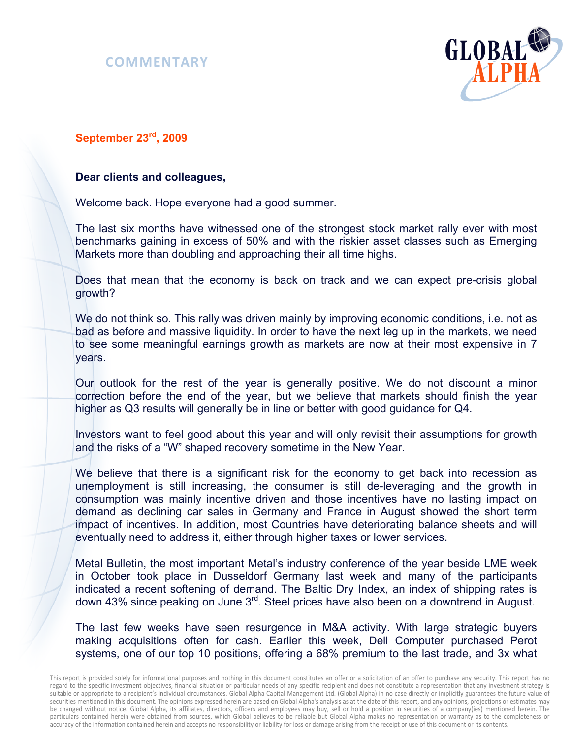# COMMENTARY

**September 23rd, 2009**

**Dear clients and colleagues,**

Welcome back. Hope everyone had a good summer.

The last six months have witnessed one of the strongest stock market rally ever with most benchmarks gaining in excess of 50% and with the riskier asset classes such as Emerging Markets more than doubling and approaching their all time highs.

Does that mean that the economy is back on track and we can expect pre-crisis global growth?

We do not think so. This rally was driven mainly by improving economic conditions, i.e. not as bad as before and massive liquidity. In order to have the next leg up in the markets, we need to see some meaningful earnings growth as markets are now at their most expensive in 7 years.

Our outlook for the rest of the year is generally positive. We do not discount a minor correction before the end of the year, but we believe that markets should finish the year higher as Q3 results will generally be in line or better with good guidance for Q4.

Investors want to feel good about this year and will only revisit their assumptions for growth and the risks of a "W" shaped recovery sometime in the New Year.

We believe that there is a significant risk for the economy to get back into recession as unemployment is still increasing, the consumer is still de-leveraging and the growth in consumption was mainly incentive driven and those incentives have no lasting impact on demand as declining car sales in Germany and France in August showed the short term impact of incentives. In addition, most Countries have deteriorating balance sheets and will eventually need to address it, either through higher taxes or lower services.

Metal Bulletin, the most important Metal's industry conference of the year beside LME week in October took place in Dusseldorf Germany last week and many of the participants indicated a recent softening of demand. The Baltic Dry Index, an index of shipping rates is down 43% since peaking on June 3rd. Steel prices have also been on a downtrend in August.

The last few weeks have seen resurgence in M&A activity. With large strategic buyers making acquisitions often for cash. Earlier this week, Dell Computer purchased Perot systems, one of our top 10 positions, offering a 68% premium to the last trade, and 3x what

This report is provided solely for informational purposes and nothing in this document constitutes an offer or a solicitation of an offer to purchase any security. This report has no regard to the specific investment objectives, financial situation or particular needs of any specific recipient and does not constitute a representation that any investment strategy is suitable or appropriate to a recipient's individual circumstances. Global Alpha Capital Management Ltd. (Global Alpha) in no case directly or implicitly guarantees the future value of securities mentioned in this document. The opinions expressed herein are based on Global Alpha's analysis as at the date of this report, and any opinions, projections or estimates may be changed without notice. Global Alpha, its affiliates, directors, officers and employees may buy, sell or hold a position in securities of a company(ies) mentioned herein. The particulars contained herein were obtained from sources, which Global believes to be reliable but Global Alpha makes no representation or warranty as to the completeness or accuracy of the information contained herein and accepts no responsibility or liability for loss or damage arising from the receipt or use of this document or its contents.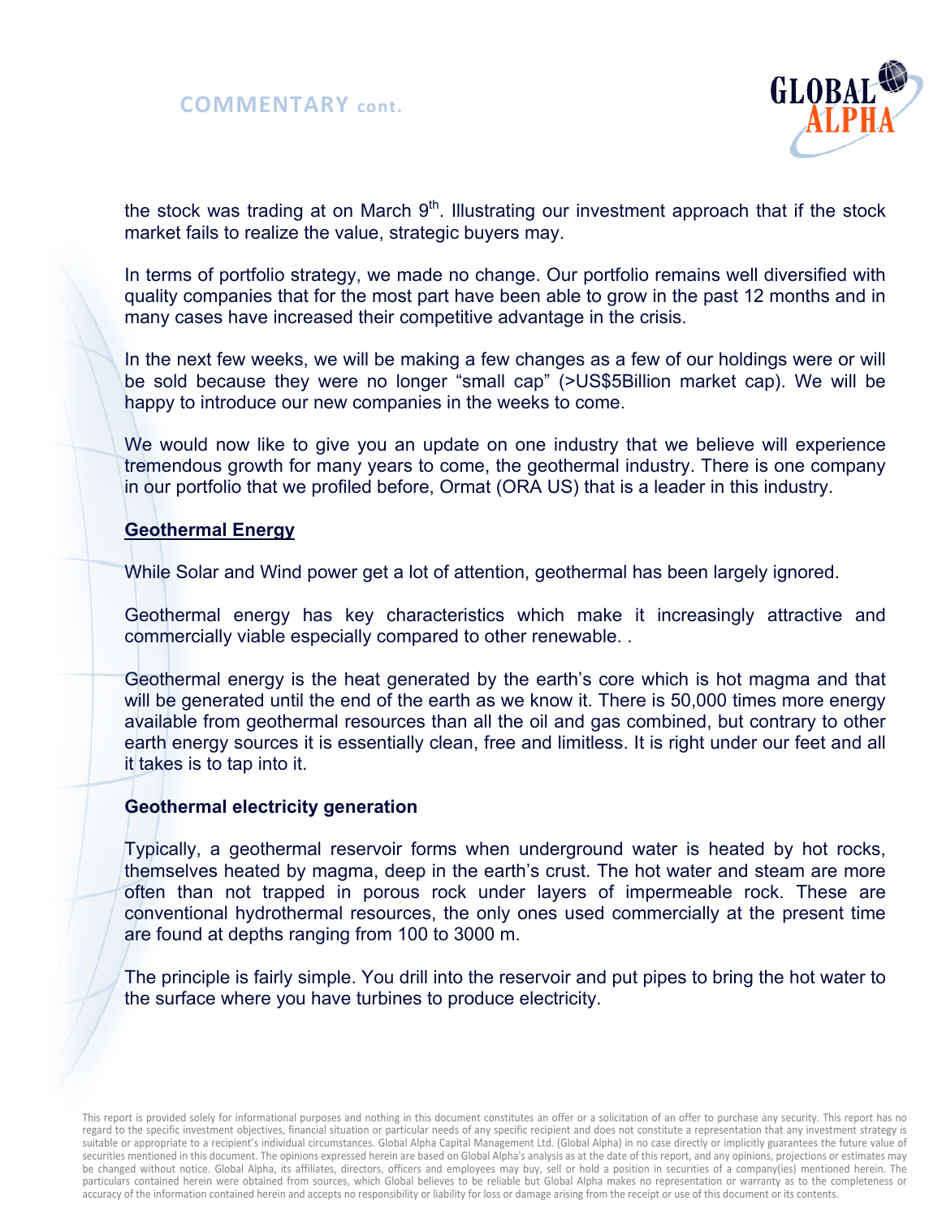the stock was trading at on March 9th. Illustrating our investment approach that if the stock market fails to realize the value, strategic buyers may.

In terms of portfolio strategy, we made no change. Our portfolio remains well diversified with quality companies that for the most part have been able to grow in the past 12 months and in many cases have increased their competitive advantage in the crisis.

In the next few weeks, we will be making a few changes as a few of our holdings were or will be sold because they were no longer "small cap" (>US$5Billion market cap). We will be happy to introduce our new companies in the weeks to come.

We would now like to give you an update on one industry that we believe will experience tremendous growth for many years to come, the geothermal industry. There is one company in our portfolio that we profiled before, Ormat (ORA US) that is a leader in this industry.

## Geothermal Energy

While Solar and Wind power get a lot of attention, geothermal has been largely ignored.

Geothermal energy has key characteristics which make it increasingly attractive and commercially viable especially compared to other renewable. .

Geothermal energy is the heat generated by the earth's core which is hot magma and that will be generated until the end of the earth as we know it. There is 50,000 times more energy available from geothermal resources than all the oil and gas combined, but contrary to other earth energy sources it is essentially clean, free and limitless. It is right under our feet and all it takes is to tap into it.

### Geothermal electricity generation

Typically, a geothermal reservoir forms when underground water is heated by hot rocks, themselves heated by magma, deep in the earth's crust. The hot water and steam are more often than not trapped in porous rock under layers of impermeable rock. These are conventional hydrothermal resources, the only ones used commercially at the present time are found at depths ranging from 100 to 3000 m.

The principle is fairly simple. You drill into the reservoir and put pipes to bring the hot water to the surface where you have turbines to produce electricity.

This report is provided solely for informational purposes and nothing in this document constitutes an offer or a solicitation of an offer to purchase any security. This report has no regard to the specific investment objectives, financial situation or particular needs of any specific recipient and does not constitute a representation that any investment strategy is suitable or appropriate to a recipient's individual circumstances. Global Alpha Capital Management Ltd. (Global Alpha) in no case directly or implicitly guarantees the future value of securities mentioned in this document. The opinions expressed herein are based on Global Alpha's analysis as at the date of this report, and any opinions, projections or estimates may be changed without notice. Global Alpha, its affiliates, directors, officers and employees may buy, sell or hold a position in securities of a company(ies) mentioned herein. The particulars contained herein were obtained from sources, which Global believes to be reliable but Global Alpha makes no representation or warranty as to the completeness or accuracy of the information contained herein and accepts no responsibility or liability for loss or damage arising from the receipt or use of this document or its contents.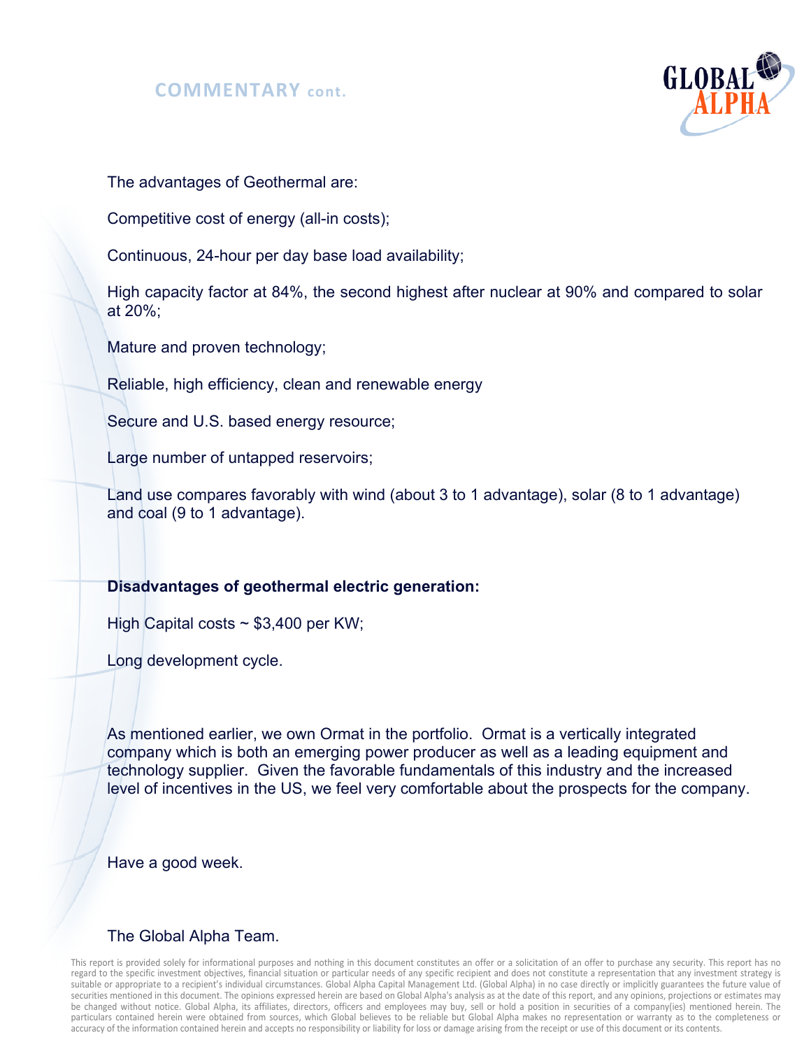## COMMENTARY cont.

The advantages of Geothermal are:

Competitive cost of energy (all-in costs);

Continuous, 24-hour per day base load availability;

High capacity factor at 84%, the second highest after nuclear at 90% and compared to solar at 20%;

Mature and proven technology;

Reliable, high efficiency, clean and renewable energy

Secure and U.S. based energy resource;

Large number of untapped reservoirs;

Land use compares favorably with wind (about 3 to 1 advantage), solar (8 to 1 advantage) and coal (9 to 1 advantage).

**Disadvantages of geothermal electric generation:**

High Capital costs ~ $3,400 per KW;

Long development cycle.

As mentioned earlier, we own Ormat in the portfolio. Ormat is a vertically integrated company which is both an emerging power producer as well as a leading equipment and technology supplier. Given the favorable fundamentals of this industry and the increased level of incentives in the US, we feel very comfortable about the prospects for the company.

Have a good week.

The Global Alpha Team.

This report is provided solely for informational purposes and nothing in this document constitutes an offer or a solicitation of an offer to purchase any security. This report has no regard to the specific investment objectives, financial situation or particular needs of any specific recipient and does not constitute a representation that any investment strategy is suitable or appropriate to a recipient's individual circumstances. Global Alpha Capital Management Ltd. (Global Alpha) in no case directly or implicitly guarantees the future value of securities mentioned in this document. The opinions expressed herein are based on Global Alpha's analysis as at the date of this report, and any opinions, projections or estimates may be changed without notice. Global Alpha, its affiliates, directors, officers and employees may buy, sell or hold a position in securities of a company(ies) mentioned herein. The particulars contained herein were obtained from sources, which Global believes to be reliable but Global Alpha makes no representation or warranty as to the completeness or accuracy of the information contained herein and accepts no responsibility or liability for loss or damage arising from the receipt or use of this document or its contents.